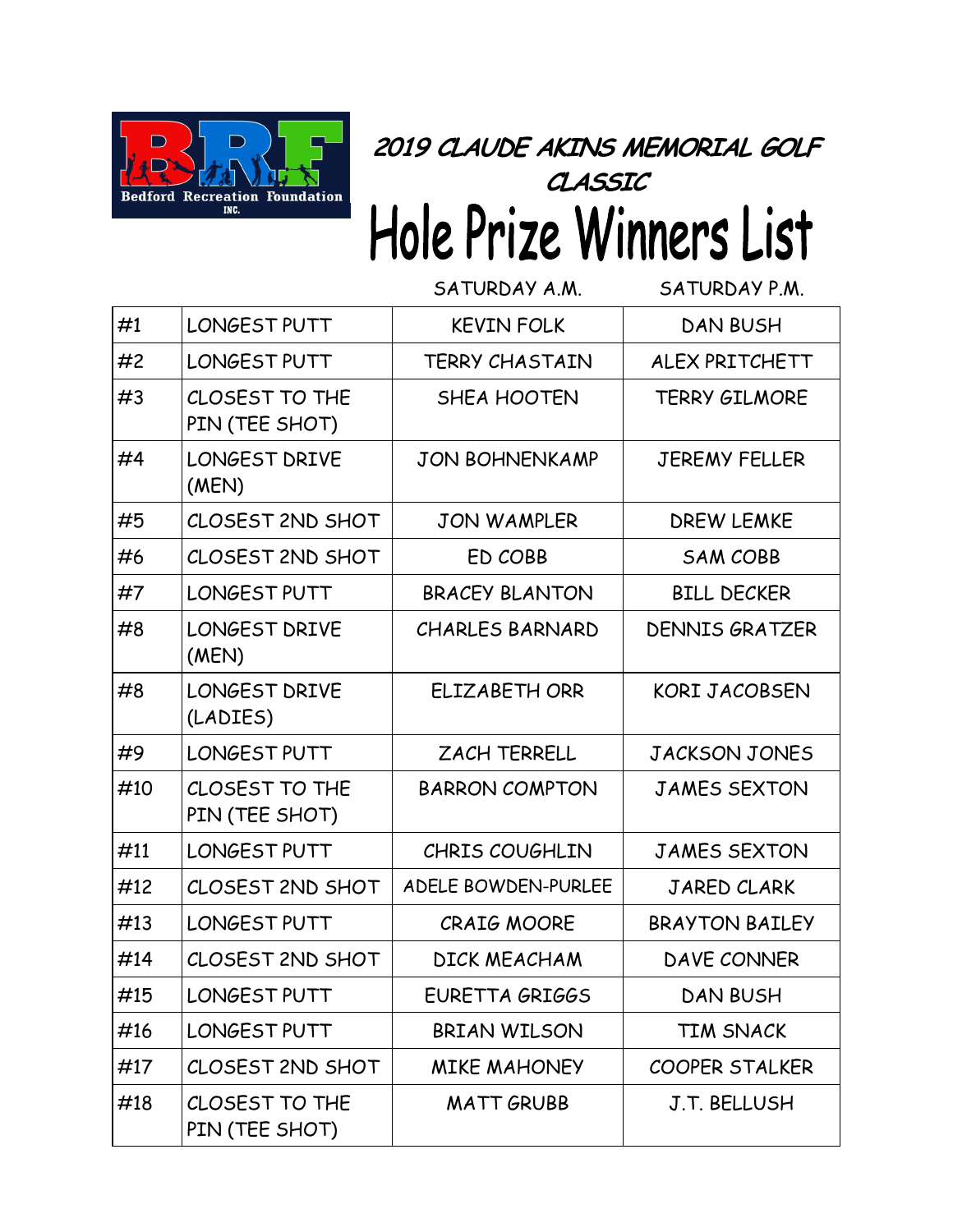Bedford Recreation Foundation INC.

# 2019 CLAUDE AKINS MEMORIAL GOLF CLASSIC

# Hole Prize Winners List

| | | SATURDAY A.M. | SATURDAY P.M. |
|---|---|---|---|
| #1 | LONGEST PUTT | KEVIN FOLK | DAN BUSH |
| #2 | LONGEST PUTT | TERRY CHASTAIN | ALEX PRITCHETT |
| #3 | CLOSEST TO THE PIN (TEE SHOT) | SHEA HOOTEN | TERRY GILMORE |
| #4 | LONGEST DRIVE (MEN) | JON BOHNENKAMP | JEREMY FELLER |
| #5 | CLOSEST 2ND SHOT | JON WAMPLER | DREW LEMKE |
| #6 | CLOSEST 2ND SHOT | ED COBB | SAM COBB |
| #7 | LONGEST PUTT | BRACEY BLANTON | BILL DECKER |
| #8 | LONGEST DRIVE (MEN) | CHARLES BARNARD | DENNIS GRATZER |
| #8 | LONGEST DRIVE (LADIES) | ELIZABETH ORR | KORI JACOBSEN |
| #9 | LONGEST PUTT | ZACH TERRELL | JACKSON JONES |
| #10 | CLOSEST TO THE PIN (TEE SHOT) | BARRON COMPTON | JAMES SEXTON |
| #11 | LONGEST PUTT | CHRIS COUGHLIN | JAMES SEXTON |
| #12 | CLOSEST 2ND SHOT | ADELE BOWDEN-PURLEE | JARED CLARK |
| #13 | LONGEST PUTT | CRAIG MOORE | BRAYTON BAILEY |
| #14 | CLOSEST 2ND SHOT | DICK MEACHAM | DAVE CONNER |
| #15 | LONGEST PUTT | EURETTA GRIGGS | DAN BUSH |
| #16 | LONGEST PUTT | BRIAN WILSON | TIM SNACK |
| #17 | CLOSEST 2ND SHOT | MIKE MAHONEY | COOPER STALKER |
| #18 | CLOSEST TO THE PIN (TEE SHOT) | MATT GRUBB | J.T. BELLUSH |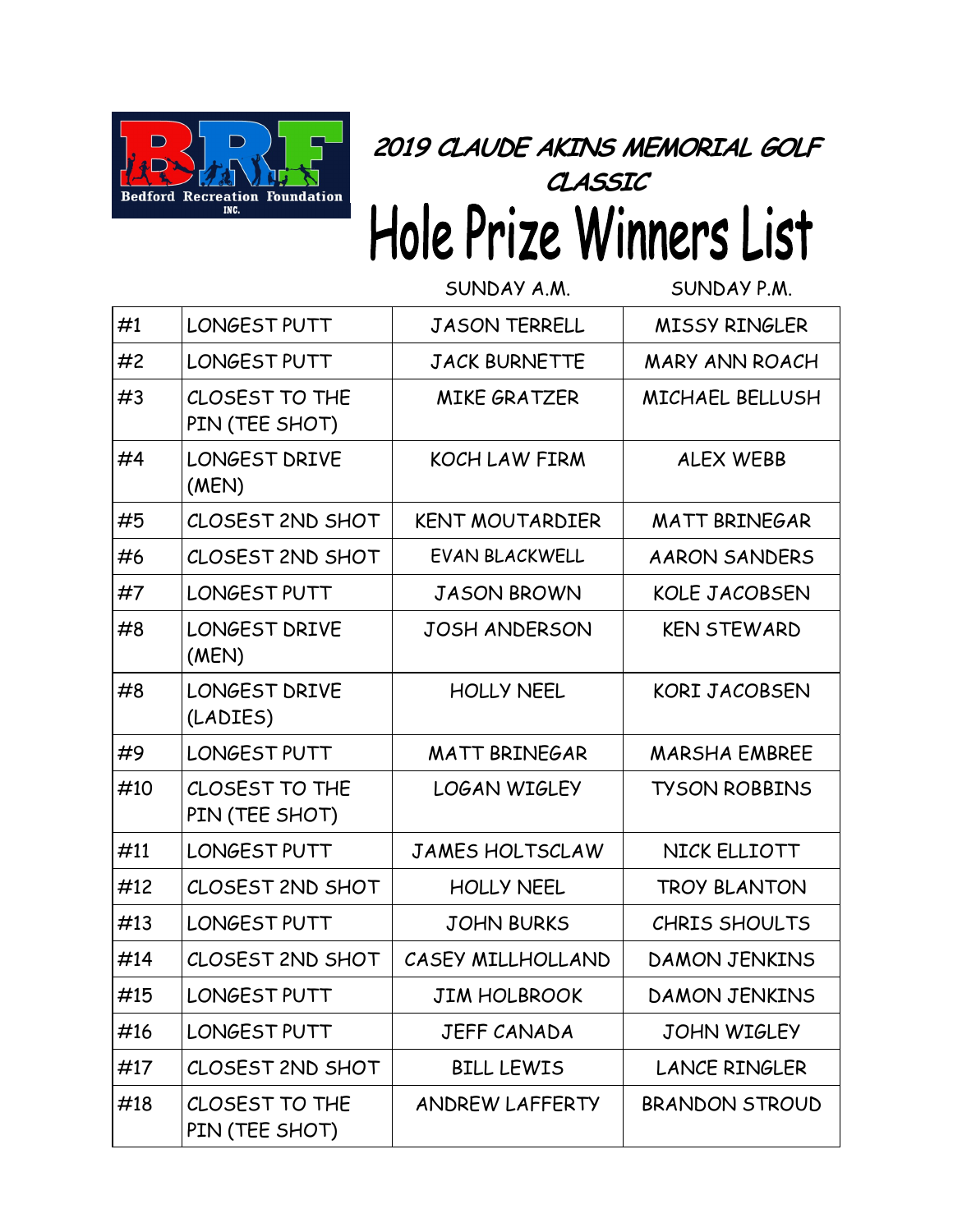Bedford Recreation Foundation INC.

# 2019 CLAUDE AKINS MEMORIAL GOLF CLASSIC

# Hole Prize Winners List

| | | SUNDAY A.M. | SUNDAY P.M. |
|---|---|---|---|
| #1 | LONGEST PUTT | JASON TERRELL | MISSY RINGLER |
| #2 | LONGEST PUTT | JACK BURNETTE | MARY ANN ROACH |
| #3 | CLOSEST TO THE PIN (TEE SHOT) | MIKE GRATZER | MICHAEL BELLUSH |
| #4 | LONGEST DRIVE (MEN) | KOCH LAW FIRM | ALEX WEBB |
| #5 | CLOSEST 2ND SHOT | KENT MOUTARDIER | MATT BRINEGAR |
| #6 | CLOSEST 2ND SHOT | EVAN BLACKWELL | AARON SANDERS |
| #7 | LONGEST PUTT | JASON BROWN | KOLE JACOBSEN |
| #8 | LONGEST DRIVE (MEN) | JOSH ANDERSON | KEN STEWARD |
| #8 | LONGEST DRIVE (LADIES) | HOLLY NEEL | KORI JACOBSEN |
| #9 | LONGEST PUTT | MATT BRINEGAR | MARSHA EMBREE |
| #10 | CLOSEST TO THE PIN (TEE SHOT) | LOGAN WIGLEY | TYSON ROBBINS |
| #11 | LONGEST PUTT | JAMES HOLTSCLAW | NICK ELLIOTT |
| #12 | CLOSEST 2ND SHOT | HOLLY NEEL | TROY BLANTON |
| #13 | LONGEST PUTT | JOHN BURKS | CHRIS SHOULTS |
| #14 | CLOSEST 2ND SHOT | CASEY MILLHOLLAND | DAMON JENKINS |
| #15 | LONGEST PUTT | JIM HOLBROOK | DAMON JENKINS |
| #16 | LONGEST PUTT | JEFF CANADA | JOHN WIGLEY |
| #17 | CLOSEST 2ND SHOT | BILL LEWIS | LANCE RINGLER |
| #18 | CLOSEST TO THE PIN (TEE SHOT) | ANDREW LAFFERTY | BRANDON STROUD |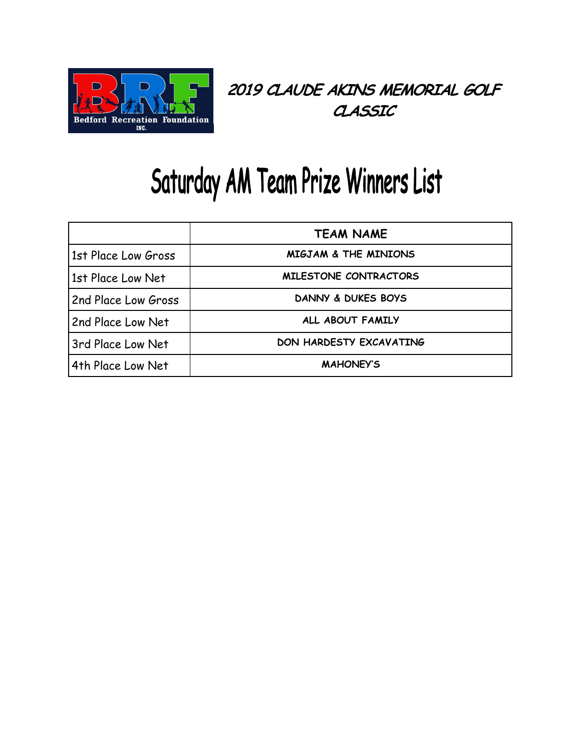## 2019 CLAUDE AKINS MEMORIAL GOLF CLASSIC

# Saturday AM Team Prize Winners List

| | TEAM NAME |
|---|---|
| 1st Place Low Gross | MIGJAM & THE MINIONS |
| 1st Place Low Net | MILESTONE CONTRACTORS |
| 2nd Place Low Gross | DANNY & DUKES BOYS |
| 2nd Place Low Net | ALL ABOUT FAMILY |
| 3rd Place Low Net | DON HARDESTY EXCAVATING |
| 4th Place Low Net | MAHONEY'S |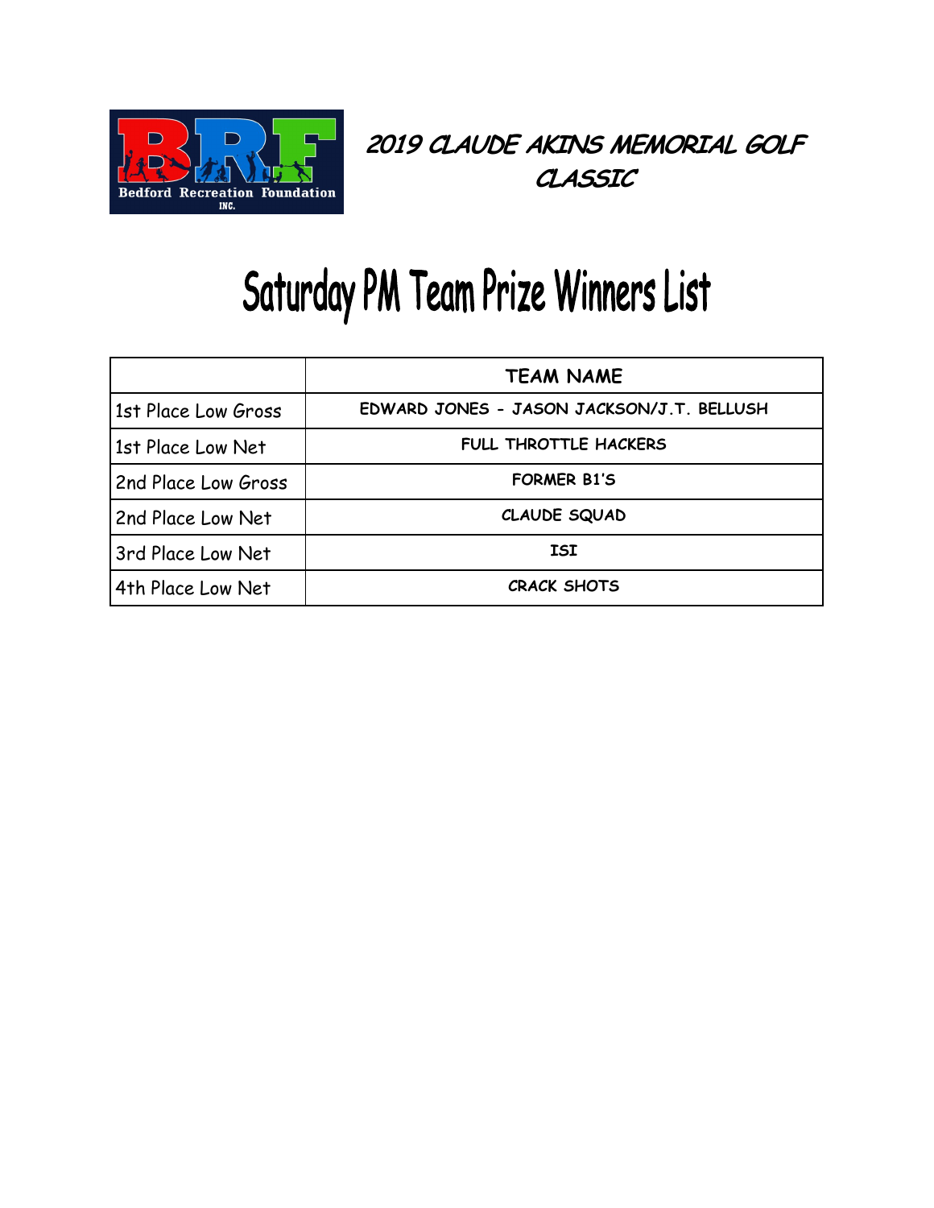Bedford Recreation Foundation INC.

## 2019 CLAUDE AKINS MEMORIAL GOLF CLASSIC

# Saturday PM Team Prize Winners List

| | TEAM NAME |
|---|---|
| 1st Place Low Gross | EDWARD JONES - JASON JACKSON/J.T. BELLUSH |
| 1st Place Low Net | FULL THROTTLE HACKERS |
| 2nd Place Low Gross | FORMER B1'S |
| 2nd Place Low Net | CLAUDE SQUAD |
| 3rd Place Low Net | ISI |
| 4th Place Low Net | CRACK SHOTS |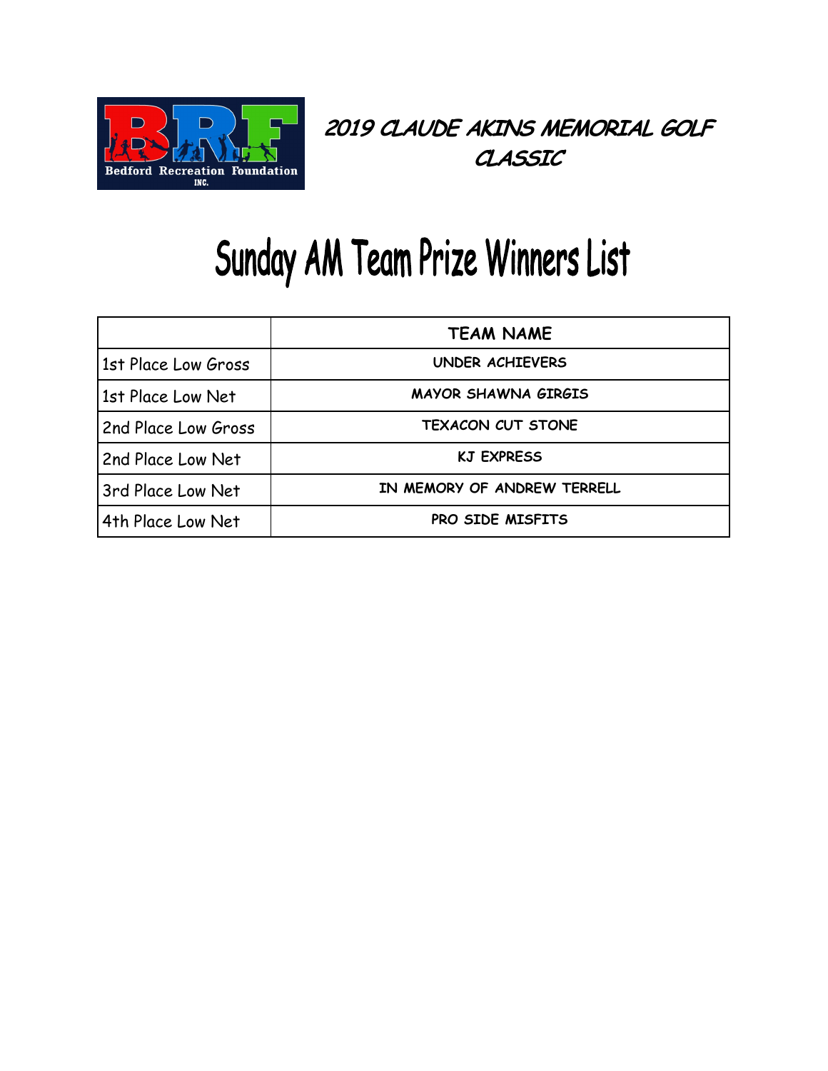# 2019 CLAUDE AKINS MEMORIAL GOLF CLASSIC

# Sunday AM Team Prize Winners List

| | TEAM NAME |
|---|---|
| 1st Place Low Gross | UNDER ACHIEVERS |
| 1st Place Low Net | MAYOR SHAWNA GIRGIS |
| 2nd Place Low Gross | TEXACON CUT STONE |
| 2nd Place Low Net | KJ EXPRESS |
| 3rd Place Low Net | IN MEMORY OF ANDREW TERRELL |
| 4th Place Low Net | PRO SIDE MISFITS |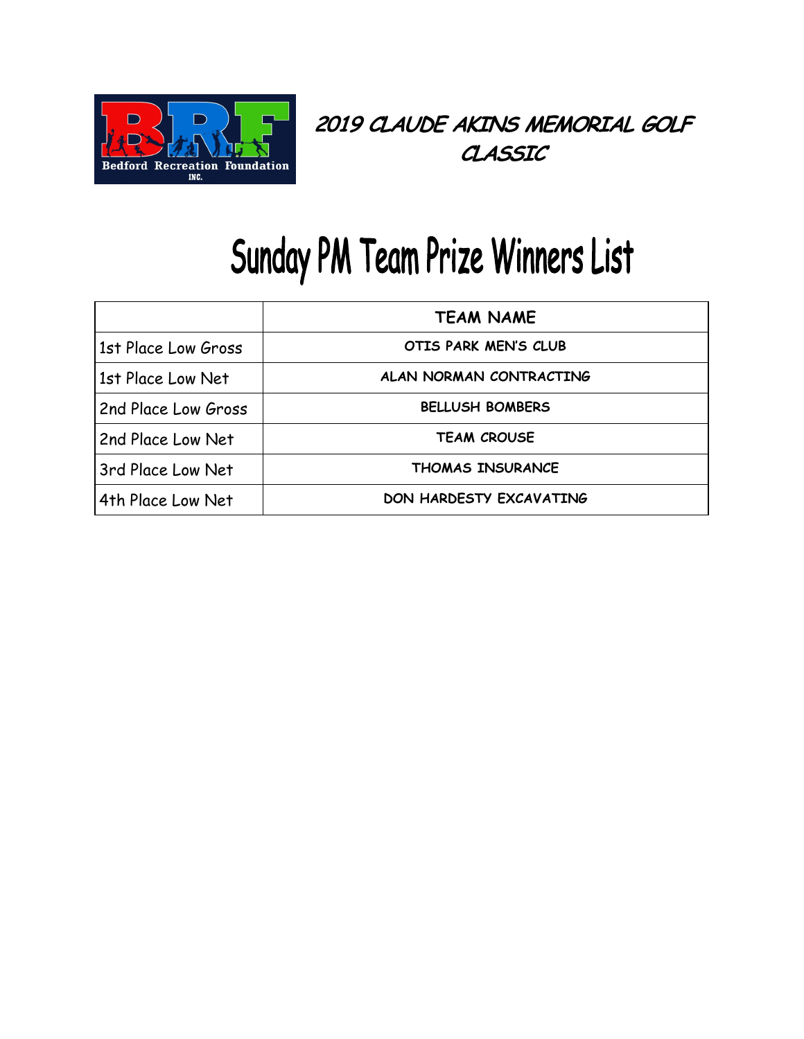# 2019 CLAUDE AKINS MEMORIAL GOLF CLASSIC

## Sunday PM Team Prize Winners List

| | TEAM NAME |
|---|---|
| 1st Place Low Gross | OTIS PARK MEN'S CLUB |
| 1st Place Low Net | ALAN NORMAN CONTRACTING |
| 2nd Place Low Gross | BELLUSH BOMBERS |
| 2nd Place Low Net | TEAM CROUSE |
| 3rd Place Low Net | THOMAS INSURANCE |
| 4th Place Low Net | DON HARDESTY EXCAVATING |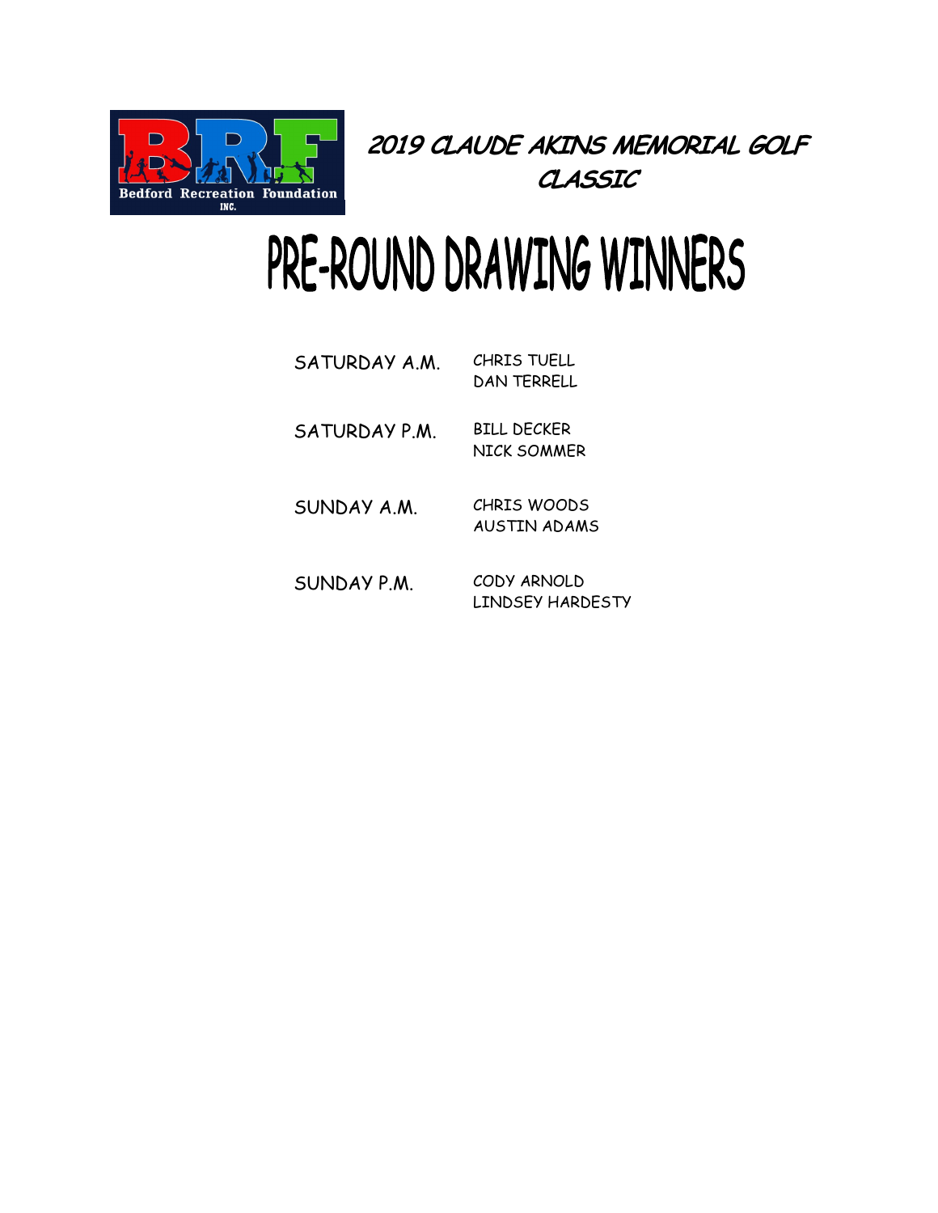Bedford Recreation Foundation INC.

## 2019 CLAUDE AKINS MEMORIAL GOLF CLASSIC

# PRE-ROUND DRAWING WINNERS

| | |
|---|---|
| SATURDAY A.M. | CHRIS TUELL<br>DAN TERRELL |
| SATURDAY P.M. | BILL DECKER<br>NICK SOMMER |
| SUNDAY A.M. | CHRIS WOODS<br>AUSTIN ADAMS |
| SUNDAY P.M. | CODY ARNOLD<br>LINDSEY HARDESTY |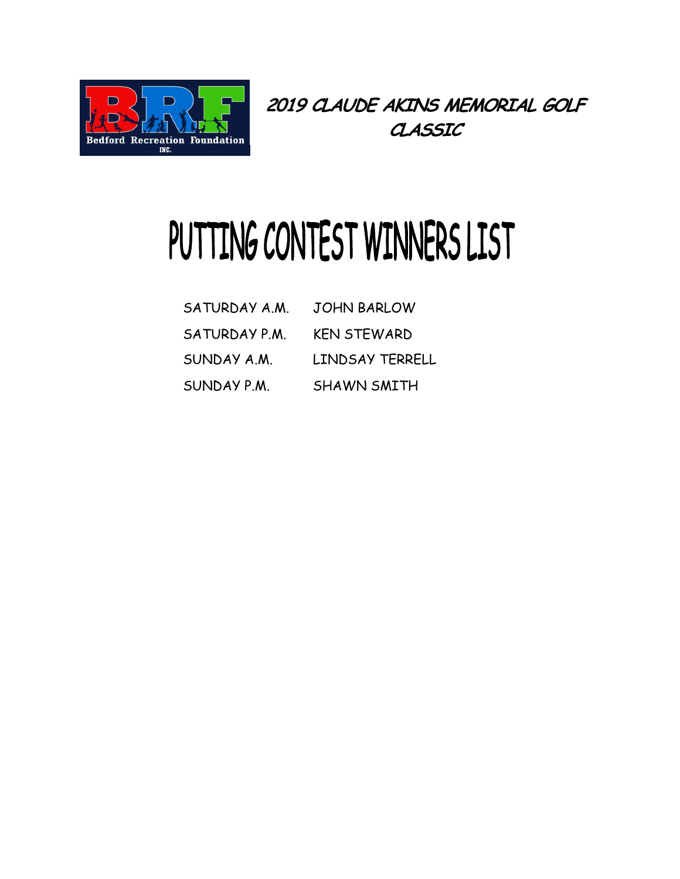## 2019 CLAUDE AKINS MEMORIAL GOLF CLASSIC

# PUTTING CONTEST WINNERS LIST

| | |
|---|---|
| SATURDAY A.M. | JOHN BARLOW |
| SATURDAY P.M. | KEN STEWARD |
| SUNDAY A.M. | LINDSAY TERRELL |
| SUNDAY P.M. | SHAWN SMITH |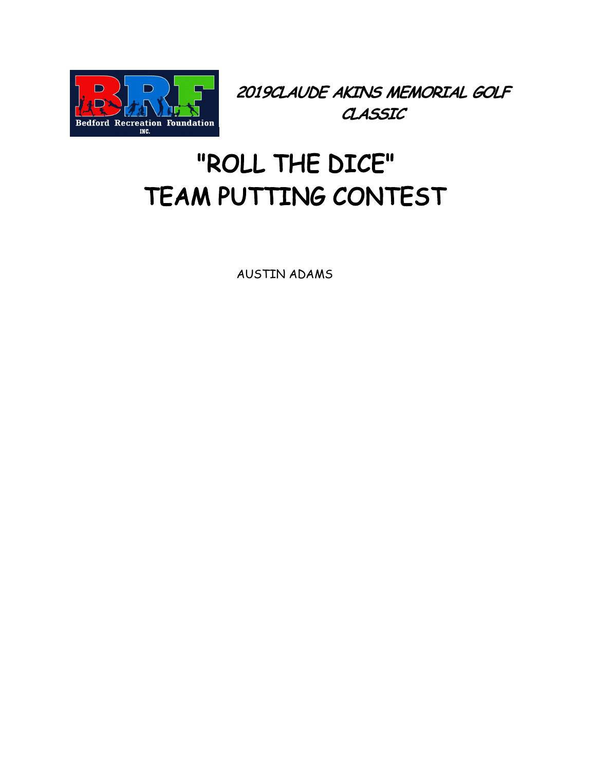***2019CLAUDE AKINS MEMORIAL GOLF CLASSIC***

# "ROLL THE DICE"
# TEAM PUTTING CONTEST

AUSTIN ADAMS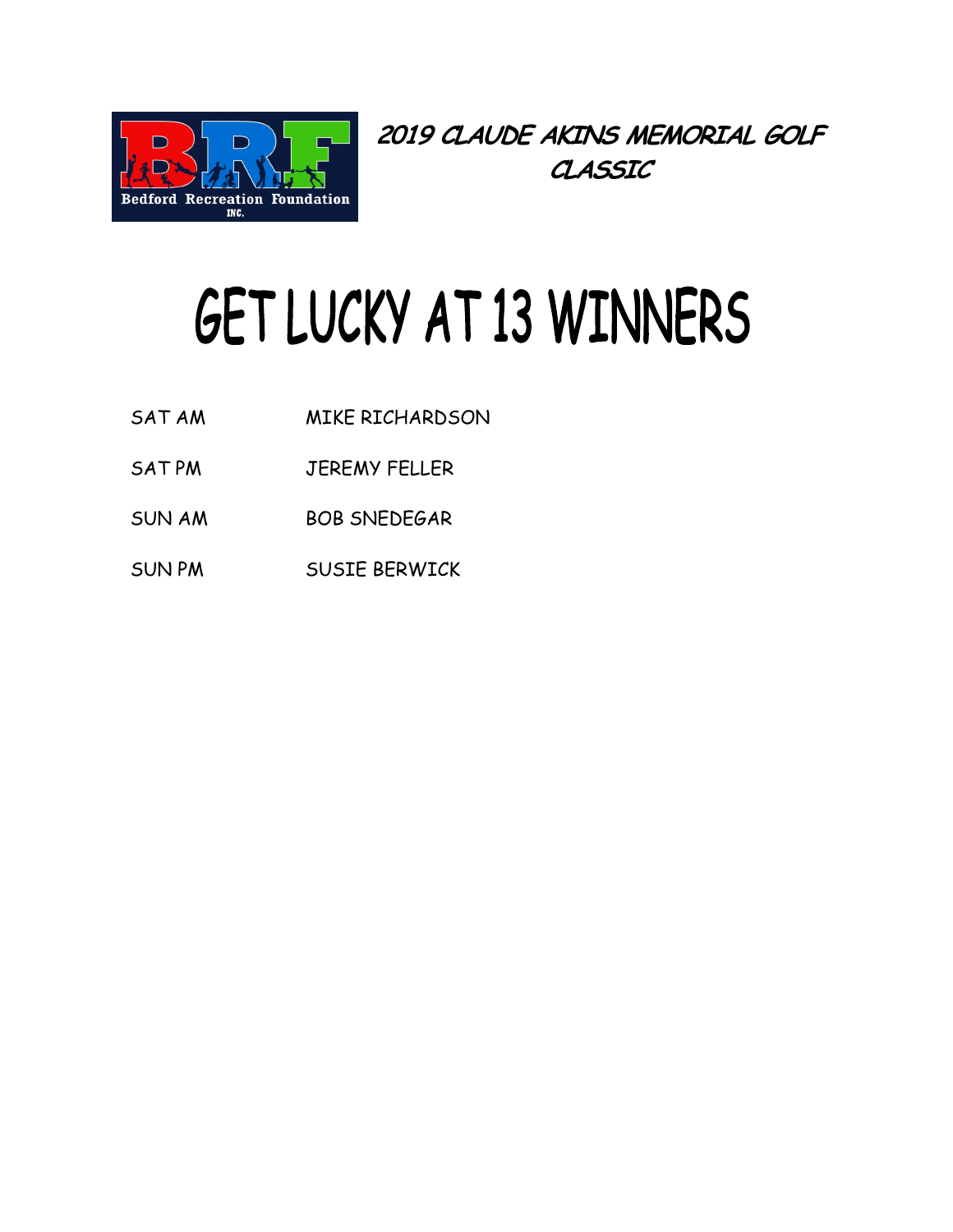Bedford Recreation Foundation INC.

**2019 CLAUDE AKINS MEMORIAL GOLF CLASSIC**

# GET LUCKY AT 13 WINNERS

| | |
|---|---|
| SAT AM | MIKE RICHARDSON |
| SAT PM | JEREMY FELLER |
| SUN AM | BOB SNEDEGAR |
| SUN PM | SUSIE BERWICK |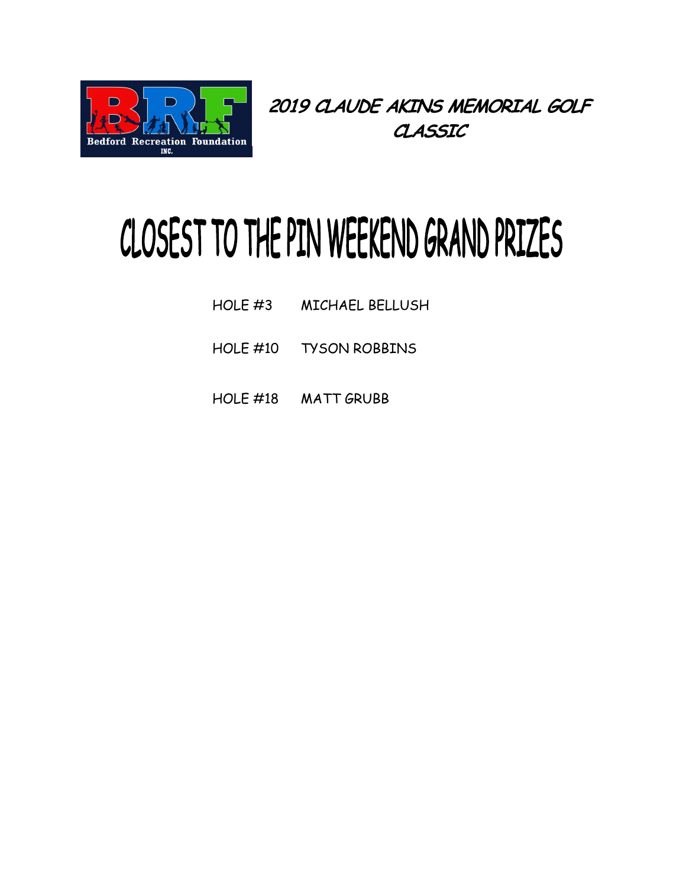Bedford Recreation Foundation INC.

## 2019 CLAUDE AKINS MEMORIAL GOLF CLASSIC

# CLOSEST TO THE PIN WEEKEND GRAND PRIZES

| | |
|---|---|
| HOLE #3 | MICHAEL BELLUSH |
| HOLE #10 | TYSON ROBBINS |
| HOLE #18 | MATT GRUBB |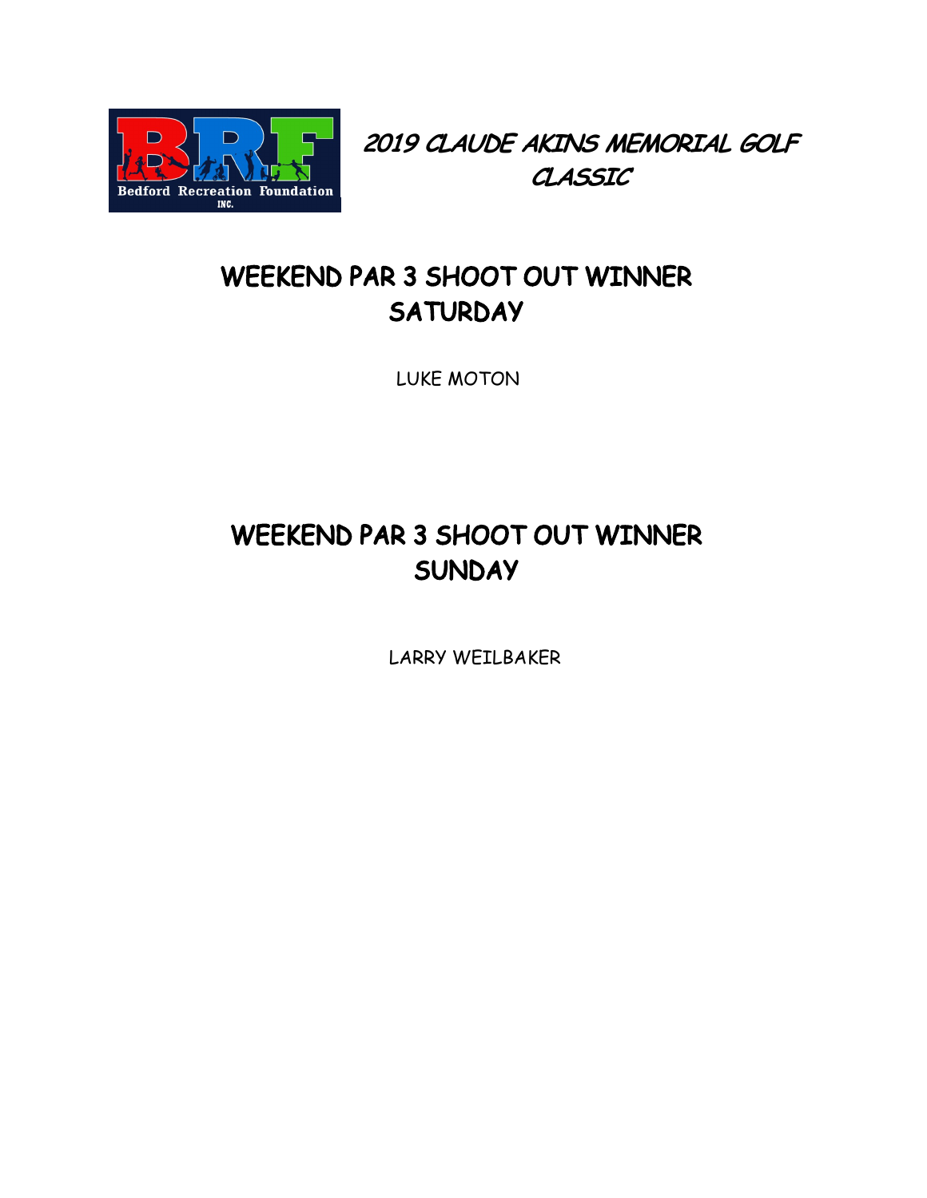# 2019 CLAUDE AKINS MEMORIAL GOLF CLASSIC

## WEEKEND PAR 3 SHOOT OUT WINNER SATURDAY

LUKE MOTON

## WEEKEND PAR 3 SHOOT OUT WINNER SUNDAY

LARRY WEILBAKER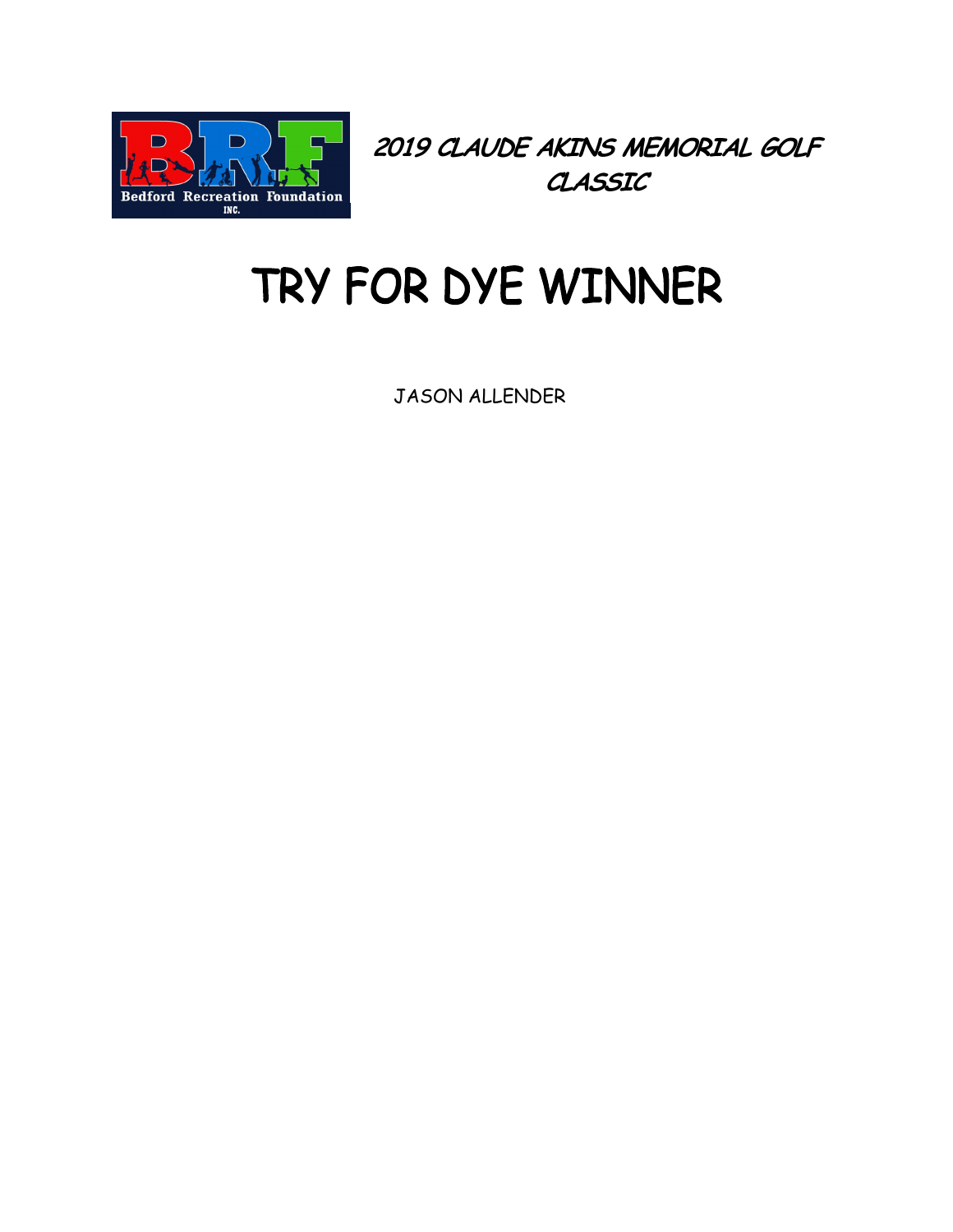## *2019 CLAUDE AKINS MEMORIAL GOLF CLASSIC*

# TRY FOR DYE WINNER

JASON ALLENDER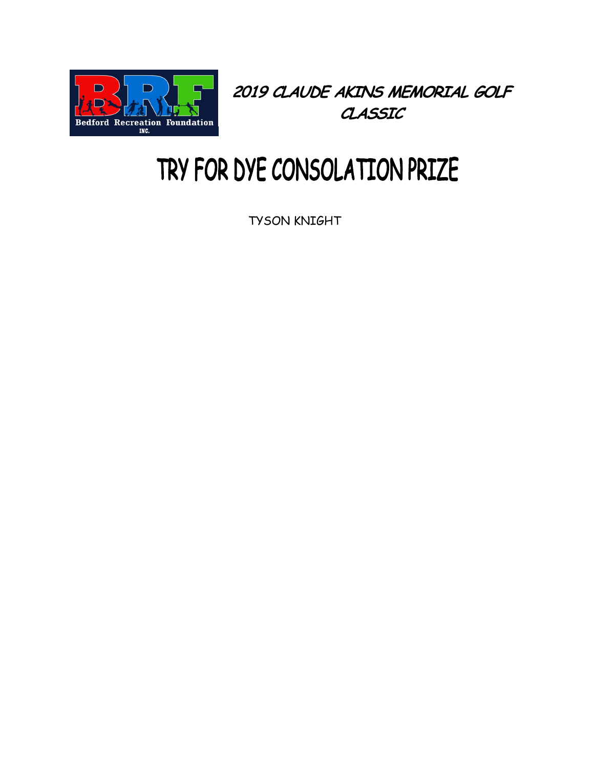Bedford Recreation Foundation INC.

**2019 CLAUDE AKINS MEMORIAL GOLF CLASSIC**

# TRY FOR DYE CONSOLATION PRIZE

TYSON KNIGHT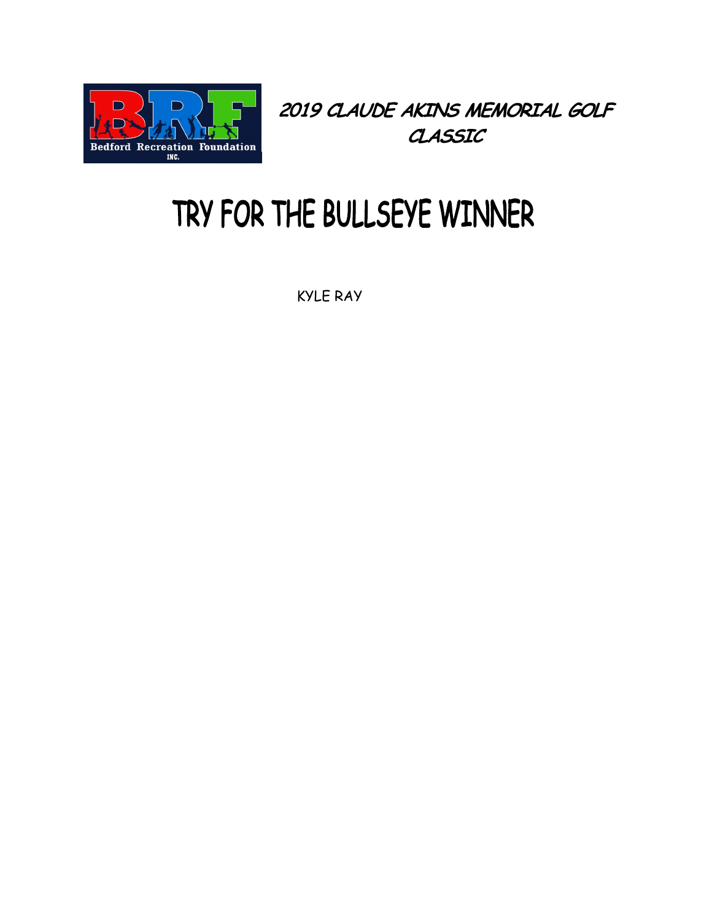**2019 CLAUDE AKINS MEMORIAL GOLF CLASSIC**

# TRY FOR THE BULLSEYE WINNER

KYLE RAY